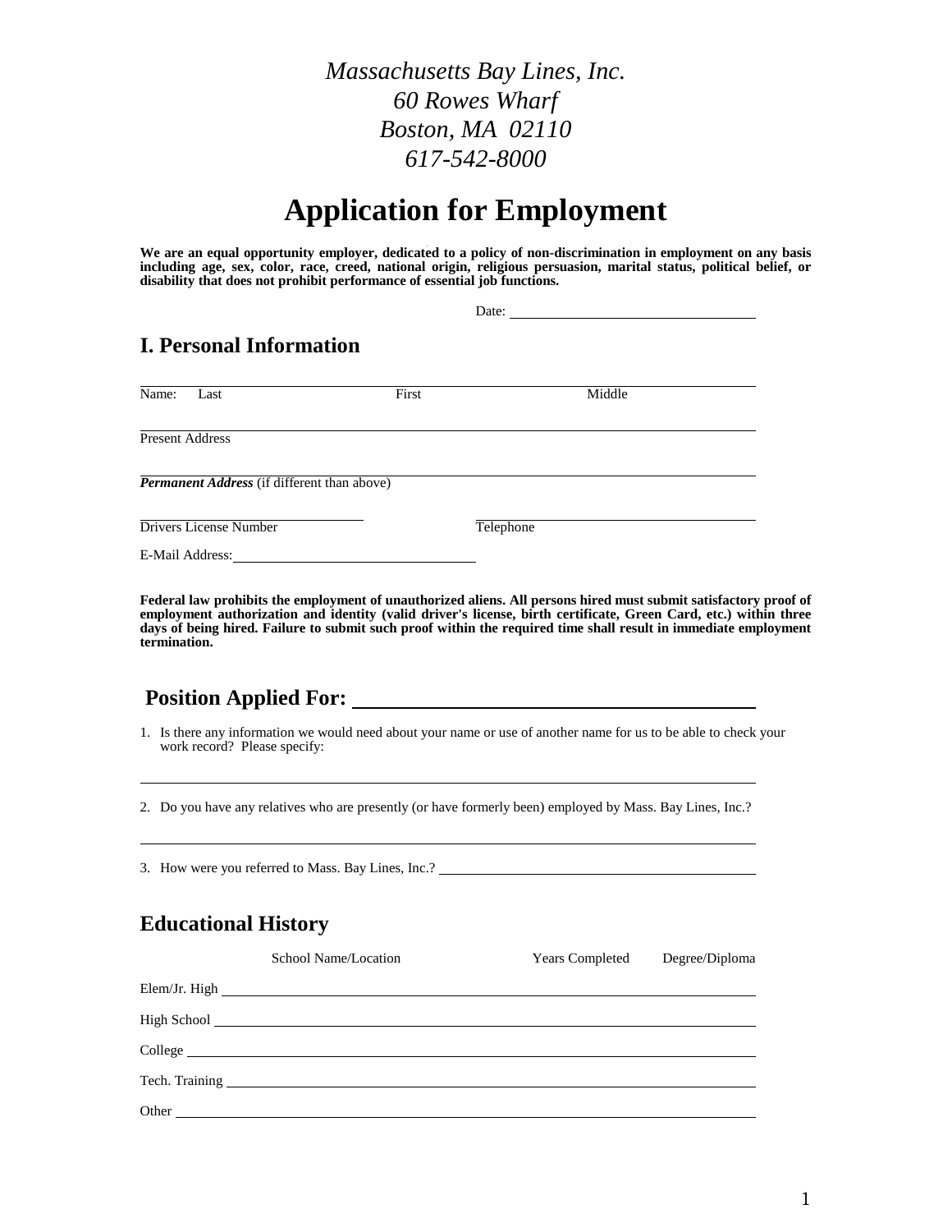*Massachusetts Bay Lines, Inc.*
*60 Rowes Wharf*
*Boston, MA 02110*
*617-542-8000*

# Application for Employment

**We are an equal opportunity employer, dedicated to a policy of non-discrimination in employment on any basis including age, sex, color, race, creed, national origin, religious persuasion, marital status, political belief, or disability that does not prohibit performance of essential job functions.**

Date: ______________________

## I. Personal Information

Name: Last ____________ First ____________ Middle ____________

Present Address ______________________

***Permanent Address*** (if different than above) ______________________

Drivers License Number ______________ Telephone ______________

E-Mail Address: ______________________

**Federal law prohibits the employment of unauthorized aliens. All persons hired must submit satisfactory proof of employment authorization and identity (valid driver's license, birth certificate, Green Card, etc.) within three days of being hired. Failure to submit such proof within the required time shall result in immediate employment termination.**

## Position Applied For: ______________________

1. Is there any information we would need about your name or use of another name for us to be able to check your work record? Please specify:

______________________

2. Do you have any relatives who are presently (or have formerly been) employed by Mass. Bay Lines, Inc.?

______________________

3. How were you referred to Mass. Bay Lines, Inc.? ______________________

## Educational History

| | School Name/Location | Years Completed | Degree/Diploma |
|---|---|---|---|
| Elem/Jr. High | | | |
| High School | | | |
| College | | | |
| Tech. Training | | | |
| Other | | | |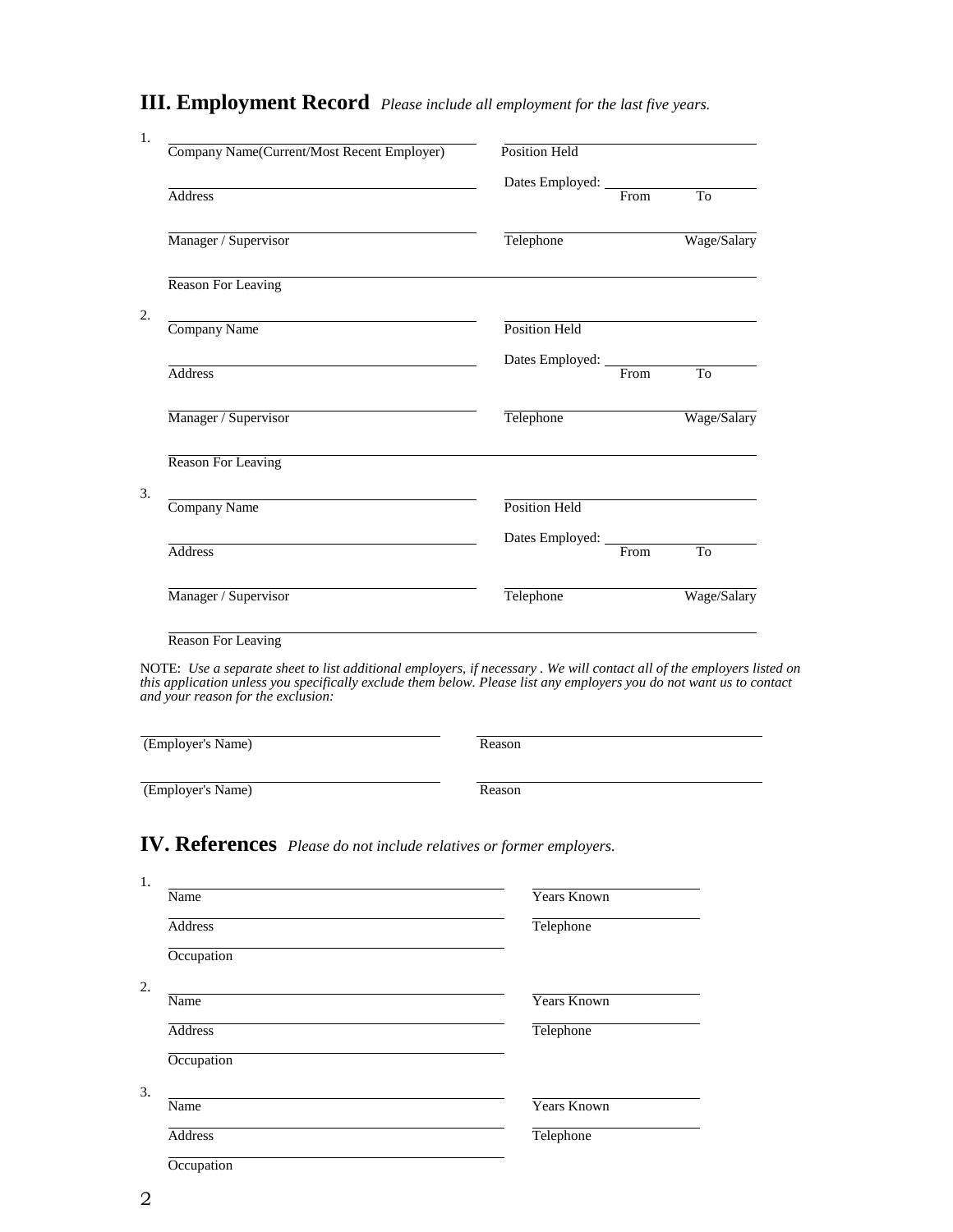## III. Employment Record *Please include all employment for the last five years.*

1.

| | |
|---|---|
| Company Name(Current/Most Recent Employer) | Position Held |
| Address | Dates Employed: From To |
| Manager / Supervisor | Telephone Wage/Salary |
| Reason For Leaving | |

2.

| | |
|---|---|
| Company Name | Position Held |
| Address | Dates Employed: From To |
| Manager / Supervisor | Telephone Wage/Salary |
| Reason For Leaving | |

3.

| | |
|---|---|
| Company Name | Position Held |
| Address | Dates Employed: From To |
| Manager / Supervisor | Telephone Wage/Salary |
| Reason For Leaving | |

NOTE: *Use a separate sheet to list additional employers, if necessary . We will contact all of the employers listed on this application unless you specifically exclude them below. Please list any employers you do not want us to contact and your reason for the exclusion:*

| | |
|---|---|
| (Employer's Name) | Reason |
| (Employer's Name) | Reason |

## IV. References *Please do not include relatives or former employers.*

1.

| | |
|---|---|
| Name | Years Known |
| Address | Telephone |
| Occupation | |

2.

| | |
|---|---|
| Name | Years Known |
| Address | Telephone |
| Occupation | |

3.

| | |
|---|---|
| Name | Years Known |
| Address | Telephone |
| Occupation | |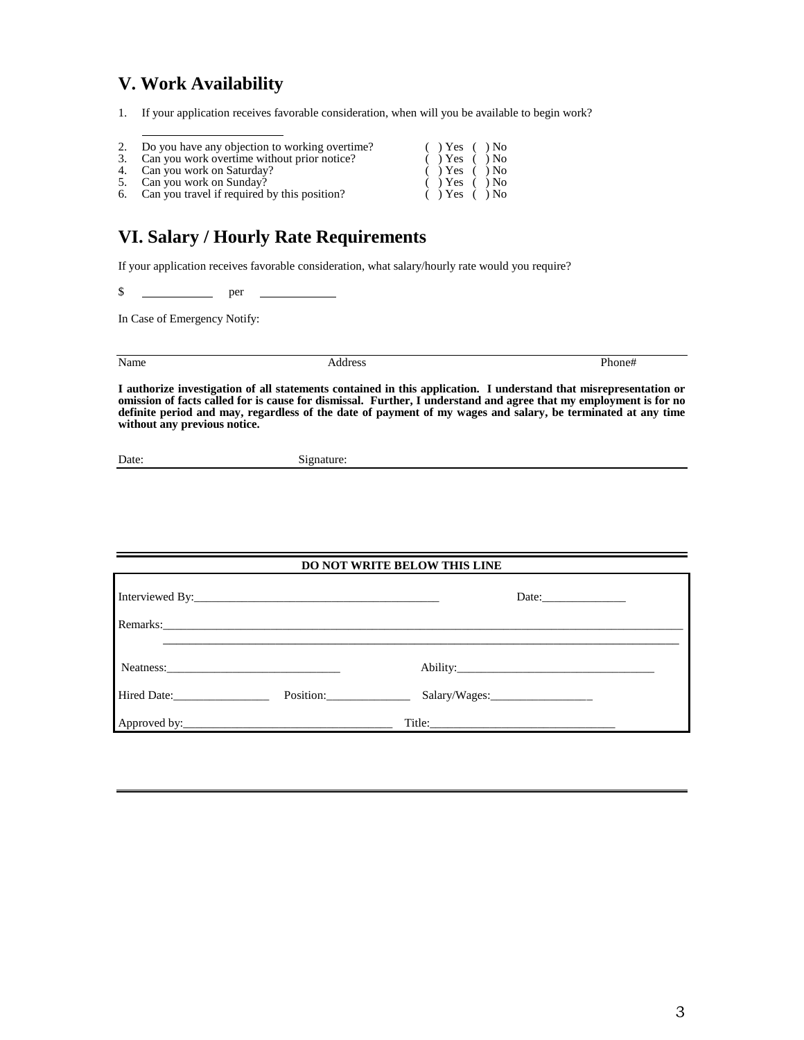## V. Work Availability

1. If your application receives favorable consideration, when will you be available to begin work?

   \_\_\_\_\_\_\_\_\_\_\_\_\_\_\_\_\_\_\_\_\_\_\_\_

2. Do you have any objection to working overtime? ( ) Yes ( ) No
3. Can you work overtime without prior notice? ( ) Yes ( ) No
4. Can you work on Saturday? ( ) Yes ( ) No
5. Can you work on Sunday? ( ) Yes ( ) No
6. Can you travel if required by this position? ( ) Yes ( ) No

## VI. Salary / Hourly Rate Requirements

If your application receives favorable consideration, what salary/hourly rate would you require?

$ \_\_\_\_\_\_\_\_\_\_\_\_ per \_\_\_\_\_\_\_\_\_\_\_\_

In Case of Emergency Notify:

| Name | Address | Phone# |
|---|---|---|
| | | |

**I authorize investigation of all statements contained in this application. I understand that misrepresentation or omission of facts called for is cause for dismissal. Further, I understand and agree that my employment is for no definite period and may, regardless of the date of payment of my wages and salary, be terminated at any time without any previous notice.**

Date: \_\_\_\_\_\_\_\_\_\_\_\_\_\_\_\_\_\_\_\_ Signature: \_\_\_\_\_\_\_\_\_\_\_\_\_\_\_\_\_\_\_\_\_\_\_\_\_\_\_\_\_\_\_\_\_\_\_\_\_\_\_\_

**DO NOT WRITE BELOW THIS LINE**

Interviewed By:\_\_\_\_\_\_\_\_\_\_\_\_\_\_\_\_\_\_\_\_\_\_\_\_\_\_\_\_\_\_\_\_\_\_\_\_\_\_\_\_ Date:\_\_\_\_\_\_\_\_\_\_\_\_\_\_

Remarks:\_\_\_\_\_\_\_\_\_\_\_\_\_\_\_\_\_\_\_\_\_\_\_\_\_\_\_\_\_\_\_\_\_\_\_\_\_\_\_\_\_\_\_\_\_\_\_\_\_\_\_\_\_\_\_\_\_\_\_\_\_\_\_\_\_\_\_\_\_\_\_\_\_\_\_\_\_\_\_\_\_\_\_\_\_\_\_\_

\_\_\_\_\_\_\_\_\_\_\_\_\_\_\_\_\_\_\_\_\_\_\_\_\_\_\_\_\_\_\_\_\_\_\_\_\_\_\_\_\_\_\_\_\_\_\_\_\_\_\_\_\_\_\_\_\_\_\_\_\_\_\_\_\_\_\_\_\_\_\_\_\_\_\_\_\_\_\_\_\_\_\_\_\_\_\_\_\_\_\_\_\_\_

Neatness:\_\_\_\_\_\_\_\_\_\_\_\_\_\_\_\_\_\_\_\_\_\_\_\_\_\_\_\_\_\_ Ability:\_\_\_\_\_\_\_\_\_\_\_\_\_\_\_\_\_\_\_\_\_\_\_\_\_\_\_\_\_\_\_\_\_\_

Hired Date:\_\_\_\_\_\_\_\_\_\_\_\_\_\_\_\_ Position:\_\_\_\_\_\_\_\_\_\_\_\_\_\_ Salary/Wages:\_\_\_\_\_\_\_\_\_\_\_\_\_\_\_\_\_

Approved by:\_\_\_\_\_\_\_\_\_\_\_\_\_\_\_\_\_\_\_\_\_\_\_\_\_\_\_\_\_\_\_\_\_\_\_ Title:\_\_\_\_\_\_\_\_\_\_\_\_\_\_\_\_\_\_\_\_\_\_\_\_\_\_\_\_\_\_\_